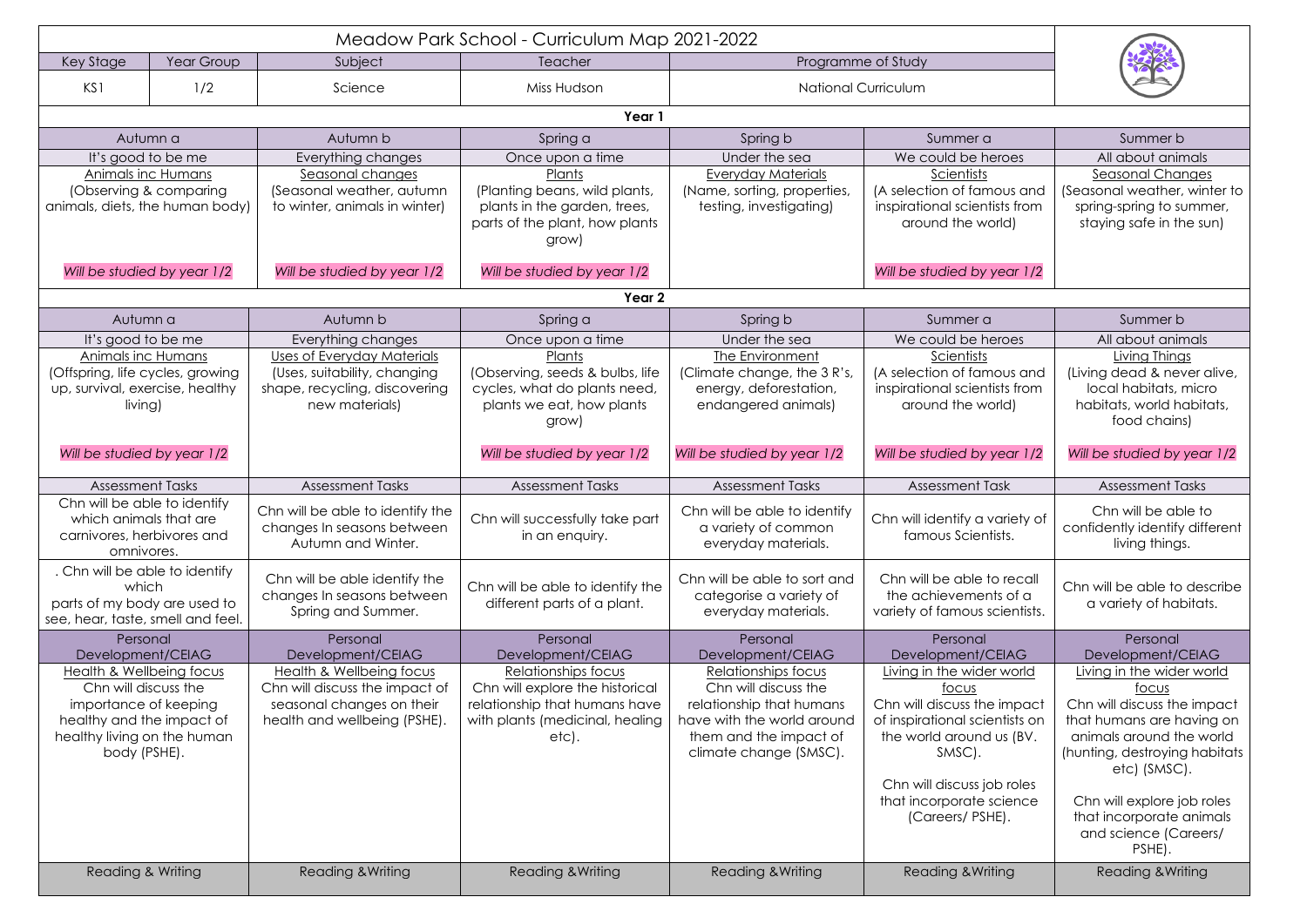# Meadow Park School - Curriculum Map 2021-2022

| Key Stage | Year Group | Subject | Teacher | Programme of Study |
|---|---|---|---|---|
| KS1 | 1/2 | Science | Miss Hudson | National Curriculum |

## Year 1

| Autumn a | Autumn b | Spring a | Spring b | Summer a | Summer b |
|---|---|---|---|---|---|
| It's good to be me | Everything changes | Once upon a time | Under the sea | We could be heroes | All about animals |
| Animals inc Humans (Observing & comparing animals, diets, the human body) | Seasonal changes (Seasonal weather, autumn to winter, animals in winter) | Plants (Planting beans, wild plants, plants in the garden, trees, parts of the plant, how plants grow) | Everyday Materials (Name, sorting, properties, testing, investigating) | Scientists (A selection of famous and inspirational scientists from around the world) | Seasonal Changes (Seasonal weather, winter to spring-spring to summer, staying safe in the sun) |
| *Will be studied by year 1/2* | *Will be studied by year 1/2* | *Will be studied by year 1/2* | | *Will be studied by year 1/2* | |

## Year 2

| Autumn a | Autumn b | Spring a | Spring b | Summer a | Summer b |
|---|---|---|---|---|---|
| It's good to be me | Everything changes | Once upon a time | Under the sea | We could be heroes | All about animals |
| Animals inc Humans (Offspring, life cycles, growing up, survival, exercise, healthy living) | Uses of Everyday Materials (Uses, suitability, changing shape, recycling, discovering new materials) | Plants (Observing, seeds & bulbs, life cycles, what do plants need, plants we eat, how plants grow) | The Environment (Climate change, the 3 R's, energy, deforestation, endangered animals) | Scientists (A selection of famous and inspirational scientists from around the world) | Living Things (Living dead & never alive, local habitats, micro habitats, world habitats, food chains) |
| *Will be studied by year 1/2* | | *Will be studied by year 1/2* | *Will be studied by year 1/2* | *Will be studied by year 1/2* | *Will be studied by year 1/2* |
| Assessment Tasks | Assessment Tasks | Assessment Tasks | Assessment Tasks | Assessment Task | Assessment Tasks |
| Chn will be able to identify which animals that are carnivores, herbivores and omnivores. | Chn will be able to identify the changes In seasons between Autumn and Winter. | Chn will successfully take part in an enquiry. | Chn will be able to identify a variety of common everyday materials. | Chn will identify a variety of famous Scientists. | Chn will be able to confidently identify different living things. |
| . Chn will be able to identify which parts of my body are used to see, hear, taste, smell and feel. | Chn will be able identify the changes In seasons between Spring and Summer. | Chn will be able to identify the different parts of a plant. | Chn will be able to sort and categorise a variety of everyday materials. | Chn will be able to recall the achievements of a variety of famous scientists. | Chn will be able to describe a variety of habitats. |
| Personal Development/CEIAG | Personal Development/CEIAG | Personal Development/CEIAG | Personal Development/CEIAG | Personal Development/CEIAG | Personal Development/CEIAG |
| Health & Wellbeing focus<br>Chn will discuss the importance of keeping healthy and the impact of healthy living on the human body (PSHE). | Health & Wellbeing focus<br>Chn will discuss the impact of seasonal changes on their health and wellbeing (PSHE). | Relationships focus<br>Chn will explore the historical relationship that humans have with plants (medicinal, healing etc). | Relationships focus<br>Chn will discuss the relationship that humans have with the world around them and the impact of climate change (SMSC). | Living in the wider world focus<br>Chn will discuss the impact of inspirational scientists on the world around us (BV. SMSC).<br><br>Chn will discuss job roles that incorporate science (Careers/ PSHE). | Living in the wider world focus<br>Chn will discuss the impact that humans are having on animals around the world (hunting, destroying habitats etc) (SMSC).<br><br>Chn will explore job roles that incorporate animals and science (Careers/ PSHE). |
| Reading & Writing | Reading &Writing | Reading &Writing | Reading &Writing | Reading &Writing | Reading &Writing |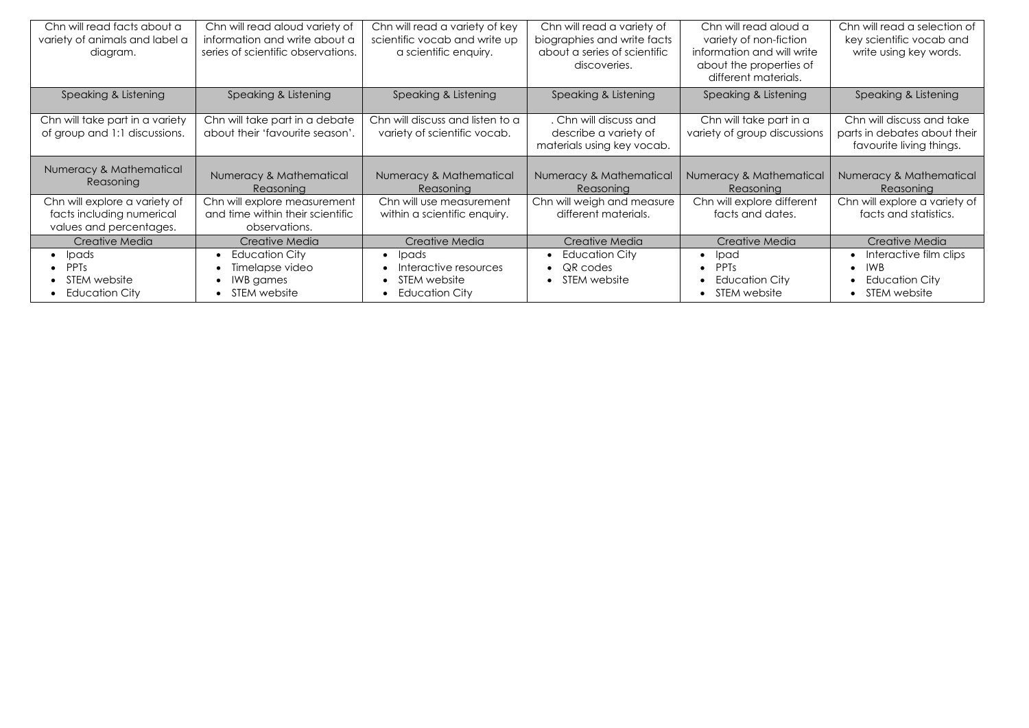| | | | | | |
|---|---|---|---|---|---|
| Chn will read facts about a variety of animals and label a diagram. | Chn will read aloud variety of information and write about a series of scientific observations. | Chn will read a variety of key scientific vocab and write up a scientific enquiry. | Chn will read a variety of biographies and write facts about a series of scientific discoveries. | Chn will read aloud a variety of non-fiction information and will write about the properties of different materials. | Chn will read a selection of key scientific vocab and write using key words. |
| Speaking & Listening | Speaking & Listening | Speaking & Listening | Speaking & Listening | Speaking & Listening | Speaking & Listening |
| Chn will take part in a variety of group and 1:1 discussions. | Chn will take part in a debate about their 'favourite season'. | Chn will discuss and listen to a variety of scientific vocab. | . Chn will discuss and describe a variety of materials using key vocab. | Chn will take part in a variety of group discussions | Chn will discuss and take parts in debates about their favourite living things. |
| Numeracy & Mathematical Reasoning | Numeracy & Mathematical Reasoning | Numeracy & Mathematical Reasoning | Numeracy & Mathematical Reasoning | Numeracy & Mathematical Reasoning | Numeracy & Mathematical Reasoning |
| Chn will explore a variety of facts including numerical values and percentages. | Chn will explore measurement and time within their scientific observations. | Chn will use measurement within a scientific enquiry. | Chn will weigh and measure different materials. | Chn will explore different facts and dates. | Chn will explore a variety of facts and statistics. |
| Creative Media | Creative Media | Creative Media | Creative Media | Creative Media | Creative Media |
| • Ipads<br>• PPTs<br>• STEM website<br>• Education City | • Education City<br>• Timelapse video<br>• IWB games<br>• STEM website | • Ipads<br>• Interactive resources<br>• STEM website<br>• Education City | • Education City<br>• QR codes<br>• STEM website | • Ipad<br>• PPTs<br>• Education City<br>• STEM website | • Interactive film clips<br>• IWB<br>• Education City<br>• STEM website |